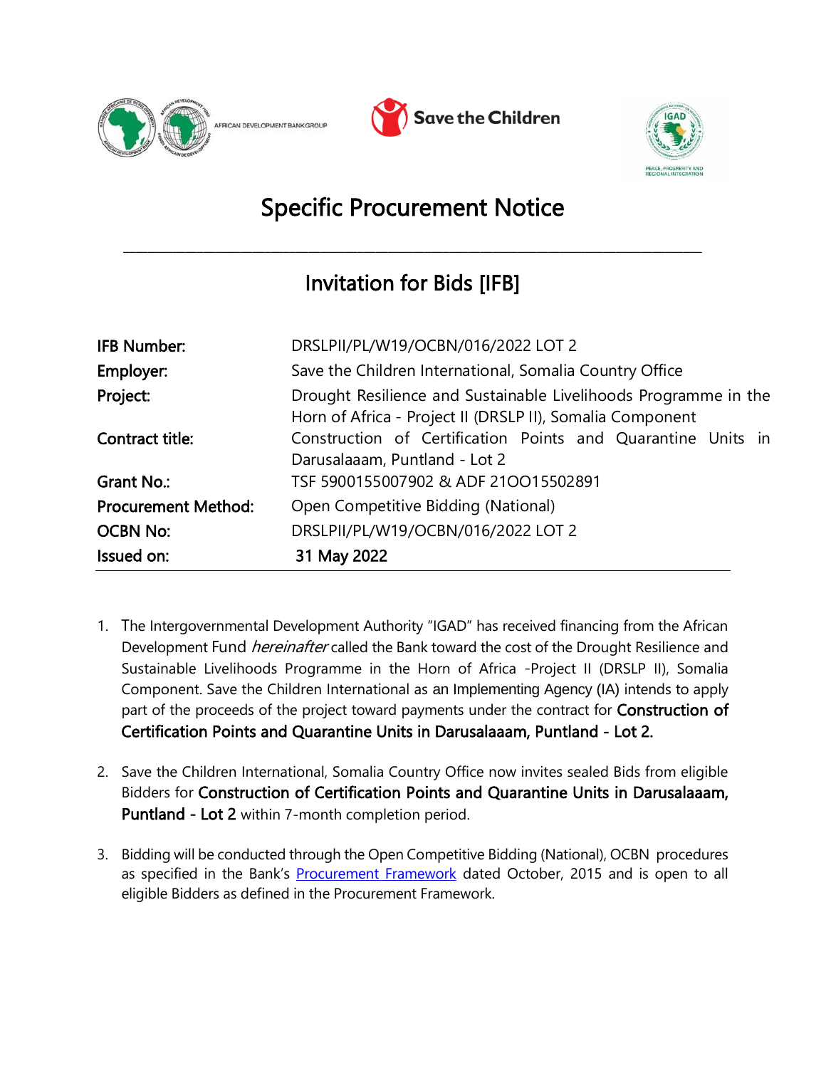AFRICAN DEVELOPMENT BANK GROUP

Save the Children

IGAD PEACE, PROSPERITY AND REGIONAL INTEGRATION

# Specific Procurement Notice

## Invitation for Bids [IFB]

| | |
|---|---|
| **IFB Number:** | DRSLPII/PL/W19/OCBN/016/2022 LOT 2 |
| **Employer:** | Save the Children International, Somalia Country Office |
| **Project:** | Drought Resilience and Sustainable Livelihoods Programme in the Horn of Africa - Project II (DRSLP II), Somalia Component |
| **Contract title:** | Construction of Certification Points and Quarantine Units in Darusalaaam, Puntland - Lot 2 |
| **Grant No.:** | TSF 5900155007902 & ADF 210O15502891 |
| **Procurement Method:** | Open Competitive Bidding (National) |
| **OCBN No:** | DRSLPII/PL/W19/OCBN/016/2022 LOT 2 |
| **Issued on:** | 31 May 2022 |

1. The Intergovernmental Development Authority "IGAD" has received financing from the African Development Fund *hereinafter* called the Bank toward the cost of the Drought Resilience and Sustainable Livelihoods Programme in the Horn of Africa -Project II (DRSLP II), Somalia Component. Save the Children International as an Implementing Agency (IA) intends to apply part of the proceeds of the project toward payments under the contract for **Construction of Certification Points and Quarantine Units in Darusalaaam, Puntland - Lot 2.**

2. Save the Children International, Somalia Country Office now invites sealed Bids from eligible Bidders for **Construction of Certification Points and Quarantine Units in Darusalaaam, Puntland - Lot 2** within 7-month completion period.

3. Bidding will be conducted through the Open Competitive Bidding (National), OCBN procedures as specified in the Bank's Procurement Framework dated October, 2015 and is open to all eligible Bidders as defined in the Procurement Framework.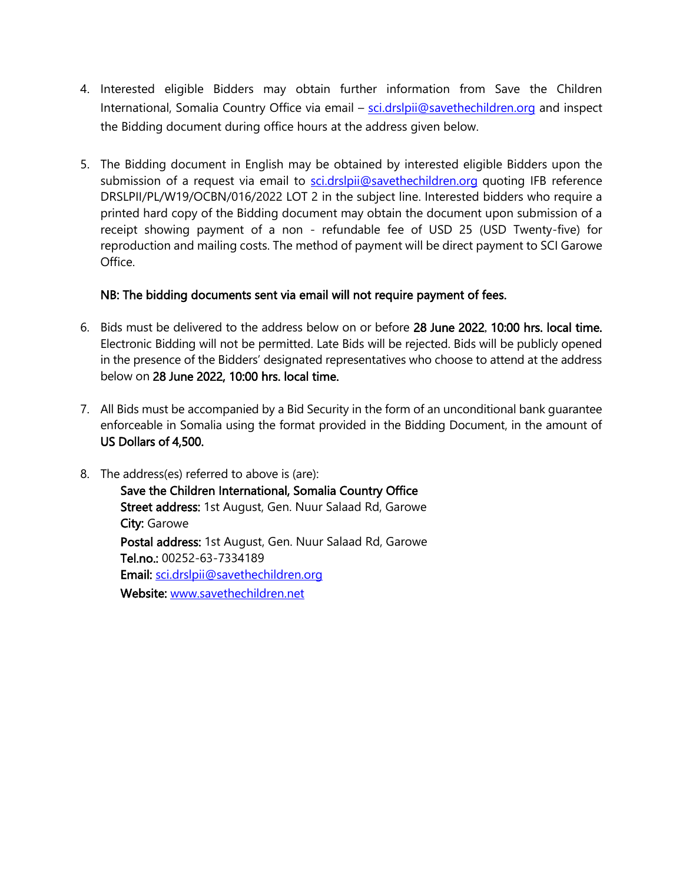4. Interested eligible Bidders may obtain further information from Save the Children International, Somalia Country Office via email – sci.drslpii@savethechildren.org and inspect the Bidding document during office hours at the address given below.

5. The Bidding document in English may be obtained by interested eligible Bidders upon the submission of a request via email to sci.drslpii@savethechildren.org quoting IFB reference DRSLPII/PL/W19/OCBN/016/2022 LOT 2 in the subject line. Interested bidders who require a printed hard copy of the Bidding document may obtain the document upon submission of a receipt showing payment of a non - refundable fee of USD 25 (USD Twenty-five) for reproduction and mailing costs. The method of payment will be direct payment to SCI Garowe Office.

   **NB: The bidding documents sent via email will not require payment of fees.**

6. Bids must be delivered to the address below on or before **28 June 2022, 10:00 hrs. local time.** Electronic Bidding will not be permitted. Late Bids will be rejected. Bids will be publicly opened in the presence of the Bidders' designated representatives who choose to attend at the address below on **28 June 2022, 10:00 hrs. local time.**

7. All Bids must be accompanied by a Bid Security in the form of an unconditional bank guarantee enforceable in Somalia using the format provided in the Bidding Document, in the amount of **US Dollars of 4,500.**

8. The address(es) referred to above is (are):

   **Save the Children International, Somalia Country Office**
   **Street address:** 1st August, Gen. Nuur Salaad Rd, Garowe
   **City:** Garowe
   **Postal address:** 1st August, Gen. Nuur Salaad Rd, Garowe
   **Tel.no.:** 00252-63-7334189
   **Email:** sci.drslpii@savethechildren.org
   **Website:** www.savethechildren.net